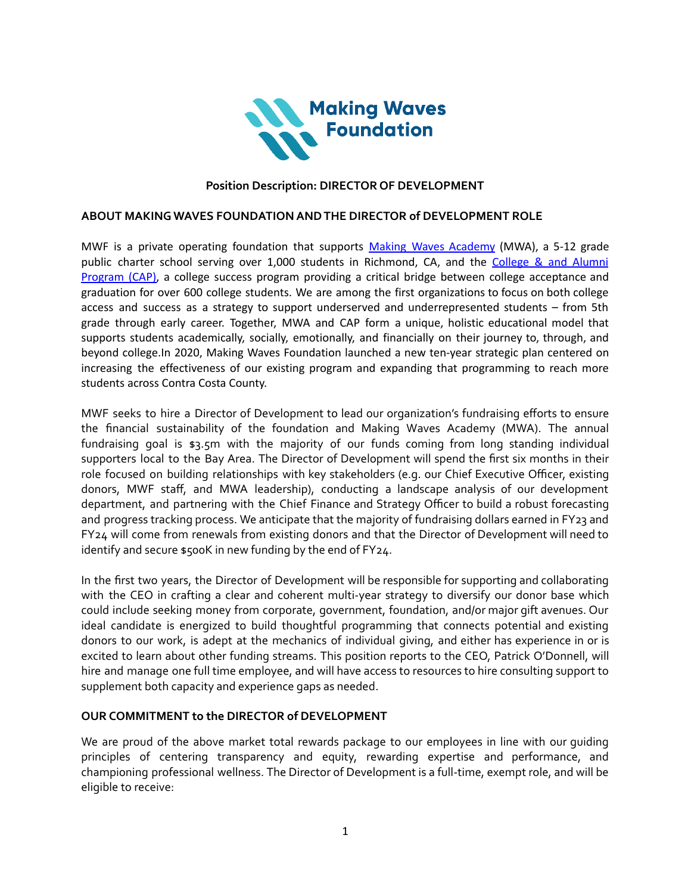Making Waves Foundation

**Position Description: DIRECTOR OF DEVELOPMENT**

## ABOUT MAKING WAVES FOUNDATION AND THE DIRECTOR of DEVELOPMENT ROLE

MWF is a private operating foundation that supports [Making Waves Academy](#) (MWA), a 5-12 grade public charter school serving over 1,000 students in Richmond, CA, and the [College & and Alumni Program (CAP)](#), a college success program providing a critical bridge between college acceptance and graduation for over 600 college students. We are among the first organizations to focus on both college access and success as a strategy to support underserved and underrepresented students – from 5th grade through early career. Together, MWA and CAP form a unique, holistic educational model that supports students academically, socially, emotionally, and financially on their journey to, through, and beyond college.In 2020, Making Waves Foundation launched a new ten-year strategic plan centered on increasing the effectiveness of our existing program and expanding that programming to reach more students across Contra Costa County.

MWF seeks to hire a Director of Development to lead our organization's fundraising efforts to ensure the financial sustainability of the foundation and Making Waves Academy (MWA). The annual fundraising goal is $3.5m with the majority of our funds coming from long standing individual supporters local to the Bay Area. The Director of Development will spend the first six months in their role focused on building relationships with key stakeholders (e.g. our Chief Executive Officer, existing donors, MWF staff, and MWA leadership), conducting a landscape analysis of our development department, and partnering with the Chief Finance and Strategy Officer to build a robust forecasting and progress tracking process. We anticipate that the majority of fundraising dollars earned in FY23 and FY24 will come from renewals from existing donors and that the Director of Development will need to identify and secure $500K in new funding by the end of FY24.

In the first two years, the Director of Development will be responsible for supporting and collaborating with the CEO in crafting a clear and coherent multi-year strategy to diversify our donor base which could include seeking money from corporate, government, foundation, and/or major gift avenues. Our ideal candidate is energized to build thoughtful programming that connects potential and existing donors to our work, is adept at the mechanics of individual giving, and either has experience in or is excited to learn about other funding streams. This position reports to the CEO, Patrick O'Donnell, will hire and manage one full time employee, and will have access to resources to hire consulting support to supplement both capacity and experience gaps as needed.

## OUR COMMITMENT to the DIRECTOR of DEVELOPMENT

We are proud of the above market total rewards package to our employees in line with our guiding principles of centering transparency and equity, rewarding expertise and performance, and championing professional wellness. The Director of Development is a full-time, exempt role, and will be eligible to receive: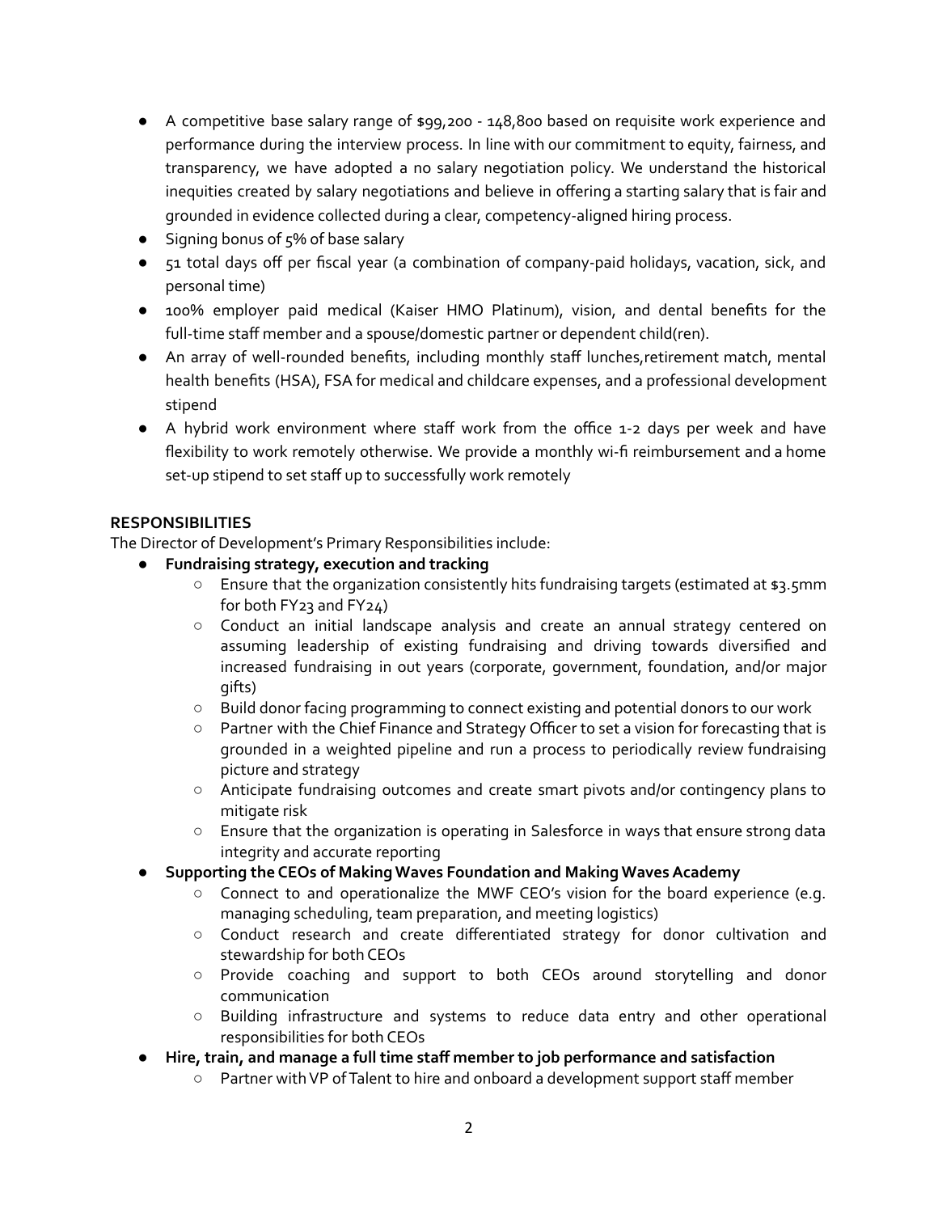- A competitive base salary range of $99,200 - 148,800 based on requisite work experience and performance during the interview process. In line with our commitment to equity, fairness, and transparency, we have adopted a no salary negotiation policy. We understand the historical inequities created by salary negotiations and believe in offering a starting salary that is fair and grounded in evidence collected during a clear, competency-aligned hiring process.
- Signing bonus of 5% of base salary
- 51 total days off per fiscal year (a combination of company-paid holidays, vacation, sick, and personal time)
- 100% employer paid medical (Kaiser HMO Platinum), vision, and dental benefits for the full-time staff member and a spouse/domestic partner or dependent child(ren).
- An array of well-rounded benefits, including monthly staff lunches,retirement match, mental health benefits (HSA), FSA for medical and childcare expenses, and a professional development stipend
- A hybrid work environment where staff work from the office 1-2 days per week and have flexibility to work remotely otherwise. We provide a monthly wi-fi reimbursement and a home set-up stipend to set staff up to successfully work remotely

**RESPONSIBILITIES**

The Director of Development's Primary Responsibilities include:

- **Fundraising strategy, execution and tracking**
  - Ensure that the organization consistently hits fundraising targets (estimated at $3.5mm for both FY23 and FY24)
  - Conduct an initial landscape analysis and create an annual strategy centered on assuming leadership of existing fundraising and driving towards diversified and increased fundraising in out years (corporate, government, foundation, and/or major gifts)
  - Build donor facing programming to connect existing and potential donors to our work
  - Partner with the Chief Finance and Strategy Officer to set a vision for forecasting that is grounded in a weighted pipeline and run a process to periodically review fundraising picture and strategy
  - Anticipate fundraising outcomes and create smart pivots and/or contingency plans to mitigate risk
  - Ensure that the organization is operating in Salesforce in ways that ensure strong data integrity and accurate reporting
- **Supporting the CEOs of Making Waves Foundation and Making Waves Academy**
  - Connect to and operationalize the MWF CEO's vision for the board experience (e.g. managing scheduling, team preparation, and meeting logistics)
  - Conduct research and create differentiated strategy for donor cultivation and stewardship for both CEOs
  - Provide coaching and support to both CEOs around storytelling and donor communication
  - Building infrastructure and systems to reduce data entry and other operational responsibilities for both CEOs
- **Hire, train, and manage a full time staff member to job performance and satisfaction**
  - Partner with VP of Talent to hire and onboard a development support staff member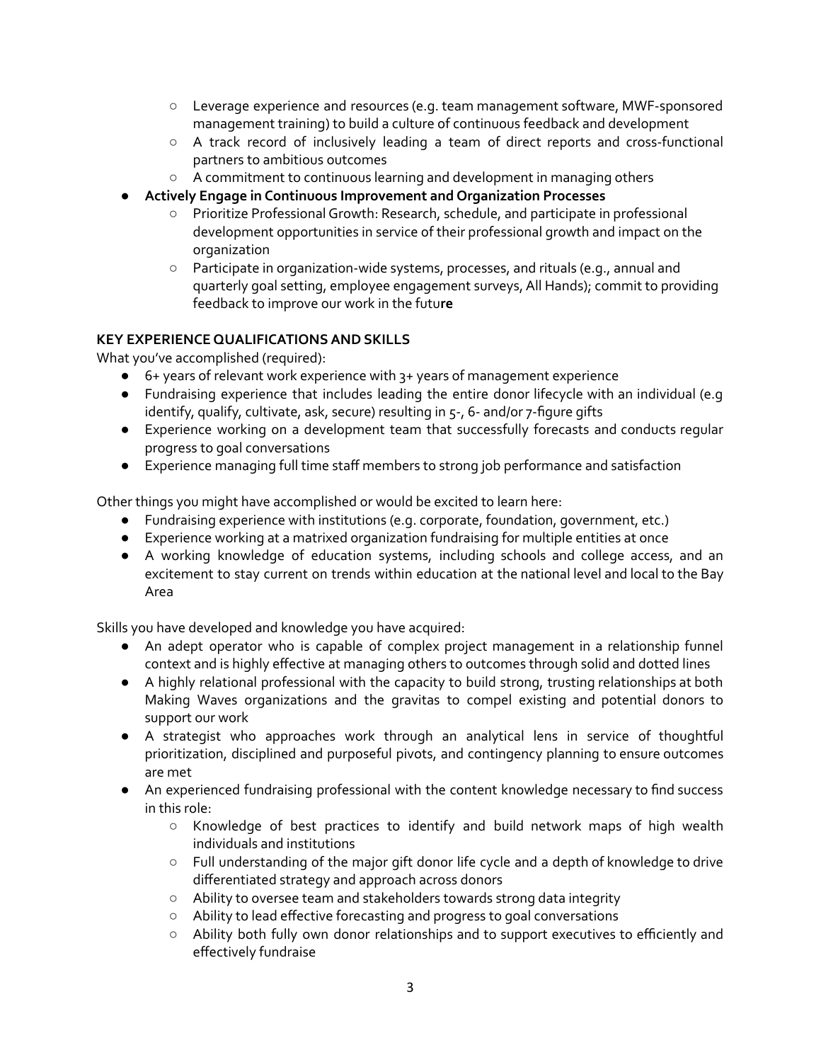- Leverage experience and resources (e.g. team management software, MWF-sponsored management training) to build a culture of continuous feedback and development
  - A track record of inclusively leading a team of direct reports and cross-functional partners to ambitious outcomes
  - A commitment to continuous learning and development in managing others
- **Actively Engage in Continuous Improvement and Organization Processes**
  - Prioritize Professional Growth: Research, schedule, and participate in professional development opportunities in service of their professional growth and impact on the organization
  - Participate in organization-wide systems, processes, and rituals (e.g., annual and quarterly goal setting, employee engagement surveys, All Hands); commit to providing feedback to improve our work in the futu**re**

**KEY EXPERIENCE QUALIFICATIONS AND SKILLS**

What you've accomplished (required):

- 6+ years of relevant work experience with 3+ years of management experience
- Fundraising experience that includes leading the entire donor lifecycle with an individual (e.g identify, qualify, cultivate, ask, secure) resulting in 5-, 6- and/or 7-figure gifts
- Experience working on a development team that successfully forecasts and conducts regular progress to goal conversations
- Experience managing full time staff members to strong job performance and satisfaction

Other things you might have accomplished or would be excited to learn here:

- Fundraising experience with institutions (e.g. corporate, foundation, government, etc.)
- Experience working at a matrixed organization fundraising for multiple entities at once
- A working knowledge of education systems, including schools and college access, and an excitement to stay current on trends within education at the national level and local to the Bay Area

Skills you have developed and knowledge you have acquired:

- An adept operator who is capable of complex project management in a relationship funnel context and is highly effective at managing others to outcomes through solid and dotted lines
- A highly relational professional with the capacity to build strong, trusting relationships at both Making Waves organizations and the gravitas to compel existing and potential donors to support our work
- A strategist who approaches work through an analytical lens in service of thoughtful prioritization, disciplined and purposeful pivots, and contingency planning to ensure outcomes are met
- An experienced fundraising professional with the content knowledge necessary to find success in this role:
  - Knowledge of best practices to identify and build network maps of high wealth individuals and institutions
  - Full understanding of the major gift donor life cycle and a depth of knowledge to drive differentiated strategy and approach across donors
  - Ability to oversee team and stakeholders towards strong data integrity
  - Ability to lead effective forecasting and progress to goal conversations
  - Ability both fully own donor relationships and to support executives to efficiently and effectively fundraise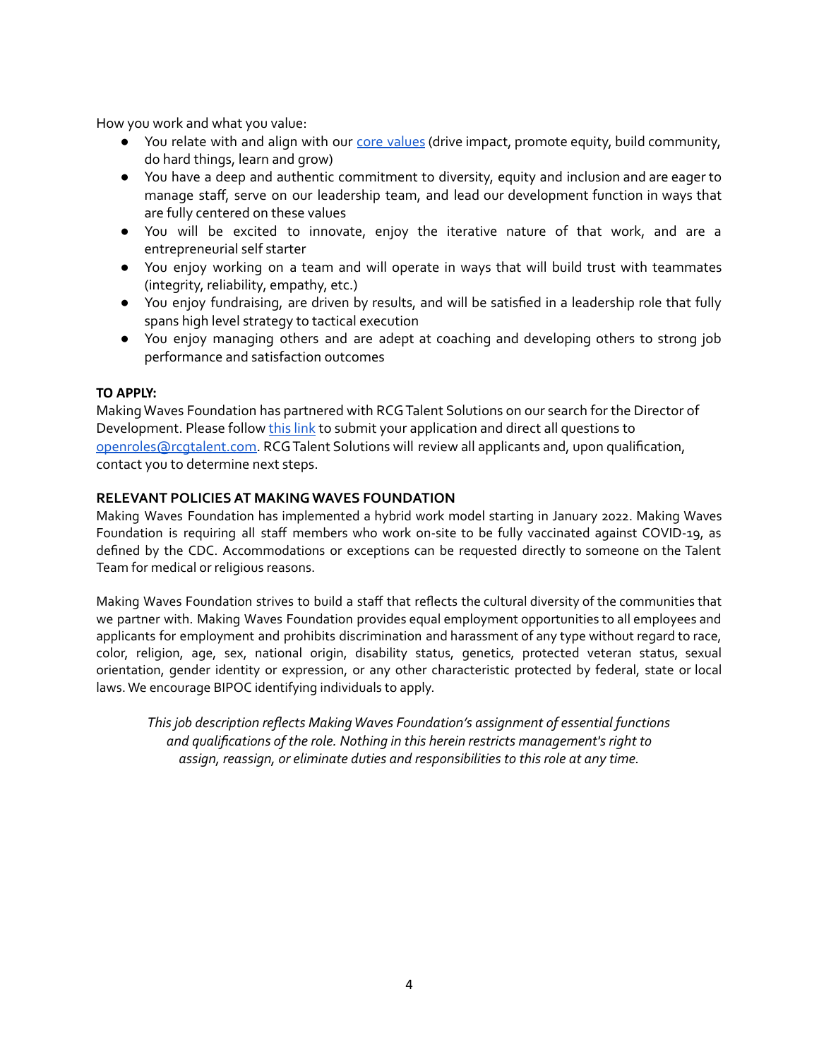How you work and what you value:

- You relate with and align with our core values (drive impact, promote equity, build community, do hard things, learn and grow)
- You have a deep and authentic commitment to diversity, equity and inclusion and are eager to manage staff, serve on our leadership team, and lead our development function in ways that are fully centered on these values
- You will be excited to innovate, enjoy the iterative nature of that work, and are a entrepreneurial self starter
- You enjoy working on a team and will operate in ways that will build trust with teammates (integrity, reliability, empathy, etc.)
- You enjoy fundraising, are driven by results, and will be satisfied in a leadership role that fully spans high level strategy to tactical execution
- You enjoy managing others and are adept at coaching and developing others to strong job performance and satisfaction outcomes

**TO APPLY:**

Making Waves Foundation has partnered with RCG Talent Solutions on our search for the Director of Development. Please follow this link to submit your application and direct all questions to openroles@rcgtalent.com. RCG Talent Solutions will review all applicants and, upon qualification, contact you to determine next steps.

**RELEVANT POLICIES AT MAKING WAVES FOUNDATION**

Making Waves Foundation has implemented a hybrid work model starting in January 2022. Making Waves Foundation is requiring all staff members who work on-site to be fully vaccinated against COVID-19, as defined by the CDC. Accommodations or exceptions can be requested directly to someone on the Talent Team for medical or religious reasons.

Making Waves Foundation strives to build a staff that reflects the cultural diversity of the communities that we partner with. Making Waves Foundation provides equal employment opportunities to all employees and applicants for employment and prohibits discrimination and harassment of any type without regard to race, color, religion, age, sex, national origin, disability status, genetics, protected veteran status, sexual orientation, gender identity or expression, or any other characteristic protected by federal, state or local laws. We encourage BIPOC identifying individuals to apply.

*This job description reflects Making Waves Foundation's assignment of essential functions and qualifications of the role. Nothing in this herein restricts management's right to assign, reassign, or eliminate duties and responsibilities to this role at any time.*